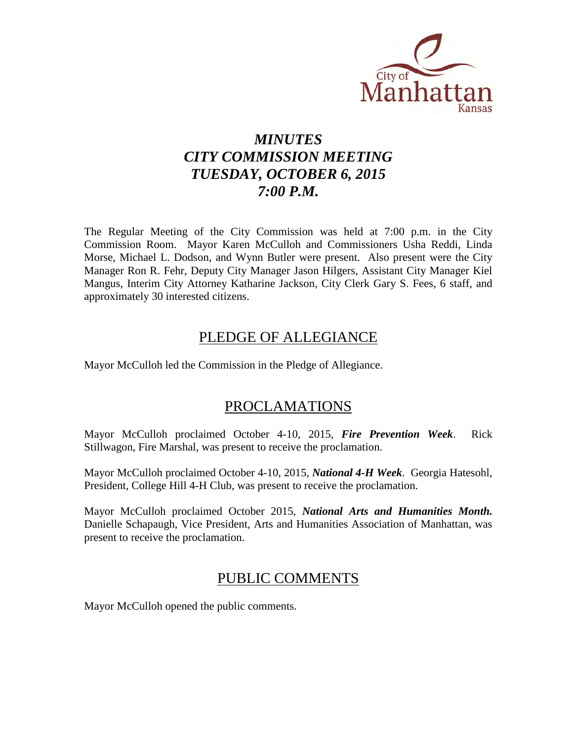City of Manhattan Kansas

# *MINUTES*
# *CITY COMMISSION MEETING*
# *TUESDAY, OCTOBER 6, 2015*
# *7:00 P.M.*

The Regular Meeting of the City Commission was held at 7:00 p.m. in the City Commission Room. Mayor Karen McCulloh and Commissioners Usha Reddi, Linda Morse, Michael L. Dodson, and Wynn Butler were present. Also present were the City Manager Ron R. Fehr, Deputy City Manager Jason Hilgers, Assistant City Manager Kiel Mangus, Interim City Attorney Katharine Jackson, City Clerk Gary S. Fees, 6 staff, and approximately 30 interested citizens.

## PLEDGE OF ALLEGIANCE

Mayor McCulloh led the Commission in the Pledge of Allegiance.

## PROCLAMATIONS

Mayor McCulloh proclaimed October 4-10, 2015, ***Fire Prevention Week***. Rick Stillwagon, Fire Marshal, was present to receive the proclamation.

Mayor McCulloh proclaimed October 4-10, 2015, ***National 4-H Week***. Georgia Hatesohl, President, College Hill 4-H Club, was present to receive the proclamation.

Mayor McCulloh proclaimed October 2015, ***National Arts and Humanities Month.*** Danielle Schapaugh, Vice President, Arts and Humanities Association of Manhattan, was present to receive the proclamation.

## PUBLIC COMMENTS

Mayor McCulloh opened the public comments.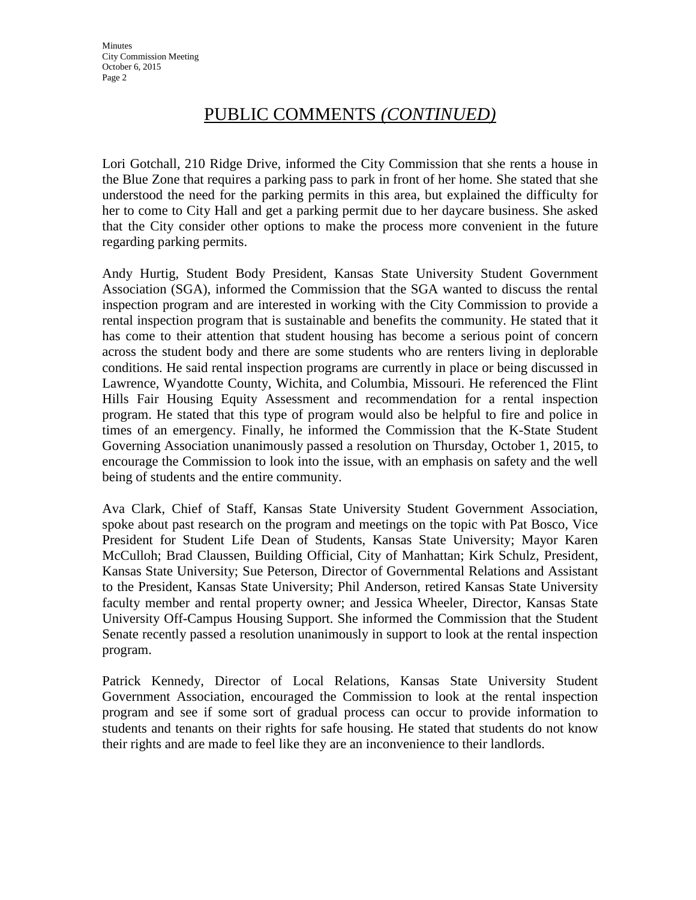# PUBLIC COMMENTS *(CONTINUED)*

Lori Gotchall, 210 Ridge Drive, informed the City Commission that she rents a house in the Blue Zone that requires a parking pass to park in front of her home. She stated that she understood the need for the parking permits in this area, but explained the difficulty for her to come to City Hall and get a parking permit due to her daycare business. She asked that the City consider other options to make the process more convenient in the future regarding parking permits.

Andy Hurtig, Student Body President, Kansas State University Student Government Association (SGA), informed the Commission that the SGA wanted to discuss the rental inspection program and are interested in working with the City Commission to provide a rental inspection program that is sustainable and benefits the community. He stated that it has come to their attention that student housing has become a serious point of concern across the student body and there are some students who are renters living in deplorable conditions. He said rental inspection programs are currently in place or being discussed in Lawrence, Wyandotte County, Wichita, and Columbia, Missouri. He referenced the Flint Hills Fair Housing Equity Assessment and recommendation for a rental inspection program. He stated that this type of program would also be helpful to fire and police in times of an emergency. Finally, he informed the Commission that the K-State Student Governing Association unanimously passed a resolution on Thursday, October 1, 2015, to encourage the Commission to look into the issue, with an emphasis on safety and the well being of students and the entire community.

Ava Clark, Chief of Staff, Kansas State University Student Government Association, spoke about past research on the program and meetings on the topic with Pat Bosco, Vice President for Student Life Dean of Students, Kansas State University; Mayor Karen McCulloh; Brad Claussen, Building Official, City of Manhattan; Kirk Schulz, President, Kansas State University; Sue Peterson, Director of Governmental Relations and Assistant to the President, Kansas State University; Phil Anderson, retired Kansas State University faculty member and rental property owner; and Jessica Wheeler, Director, Kansas State University Off-Campus Housing Support. She informed the Commission that the Student Senate recently passed a resolution unanimously in support to look at the rental inspection program.

Patrick Kennedy, Director of Local Relations, Kansas State University Student Government Association, encouraged the Commission to look at the rental inspection program and see if some sort of gradual process can occur to provide information to students and tenants on their rights for safe housing. He stated that students do not know their rights and are made to feel like they are an inconvenience to their landlords.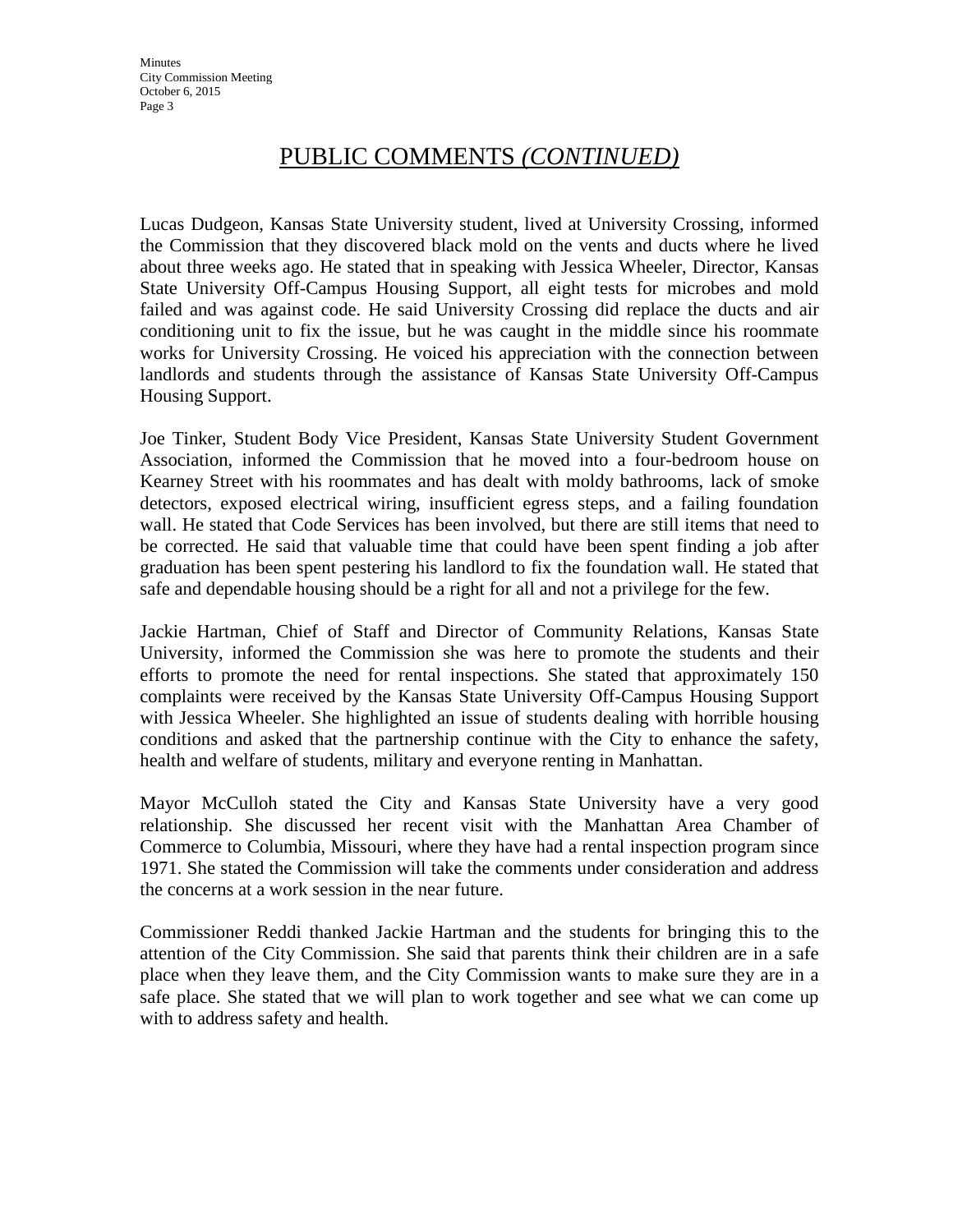## PUBLIC COMMENTS *(CONTINUED)*

Lucas Dudgeon, Kansas State University student, lived at University Crossing, informed the Commission that they discovered black mold on the vents and ducts where he lived about three weeks ago. He stated that in speaking with Jessica Wheeler, Director, Kansas State University Off-Campus Housing Support, all eight tests for microbes and mold failed and was against code. He said University Crossing did replace the ducts and air conditioning unit to fix the issue, but he was caught in the middle since his roommate works for University Crossing. He voiced his appreciation with the connection between landlords and students through the assistance of Kansas State University Off-Campus Housing Support.

Joe Tinker, Student Body Vice President, Kansas State University Student Government Association, informed the Commission that he moved into a four-bedroom house on Kearney Street with his roommates and has dealt with moldy bathrooms, lack of smoke detectors, exposed electrical wiring, insufficient egress steps, and a failing foundation wall. He stated that Code Services has been involved, but there are still items that need to be corrected. He said that valuable time that could have been spent finding a job after graduation has been spent pestering his landlord to fix the foundation wall. He stated that safe and dependable housing should be a right for all and not a privilege for the few.

Jackie Hartman, Chief of Staff and Director of Community Relations, Kansas State University, informed the Commission she was here to promote the students and their efforts to promote the need for rental inspections. She stated that approximately 150 complaints were received by the Kansas State University Off-Campus Housing Support with Jessica Wheeler. She highlighted an issue of students dealing with horrible housing conditions and asked that the partnership continue with the City to enhance the safety, health and welfare of students, military and everyone renting in Manhattan.

Mayor McCulloh stated the City and Kansas State University have a very good relationship. She discussed her recent visit with the Manhattan Area Chamber of Commerce to Columbia, Missouri, where they have had a rental inspection program since 1971. She stated the Commission will take the comments under consideration and address the concerns at a work session in the near future.

Commissioner Reddi thanked Jackie Hartman and the students for bringing this to the attention of the City Commission. She said that parents think their children are in a safe place when they leave them, and the City Commission wants to make sure they are in a safe place. She stated that we will plan to work together and see what we can come up with to address safety and health.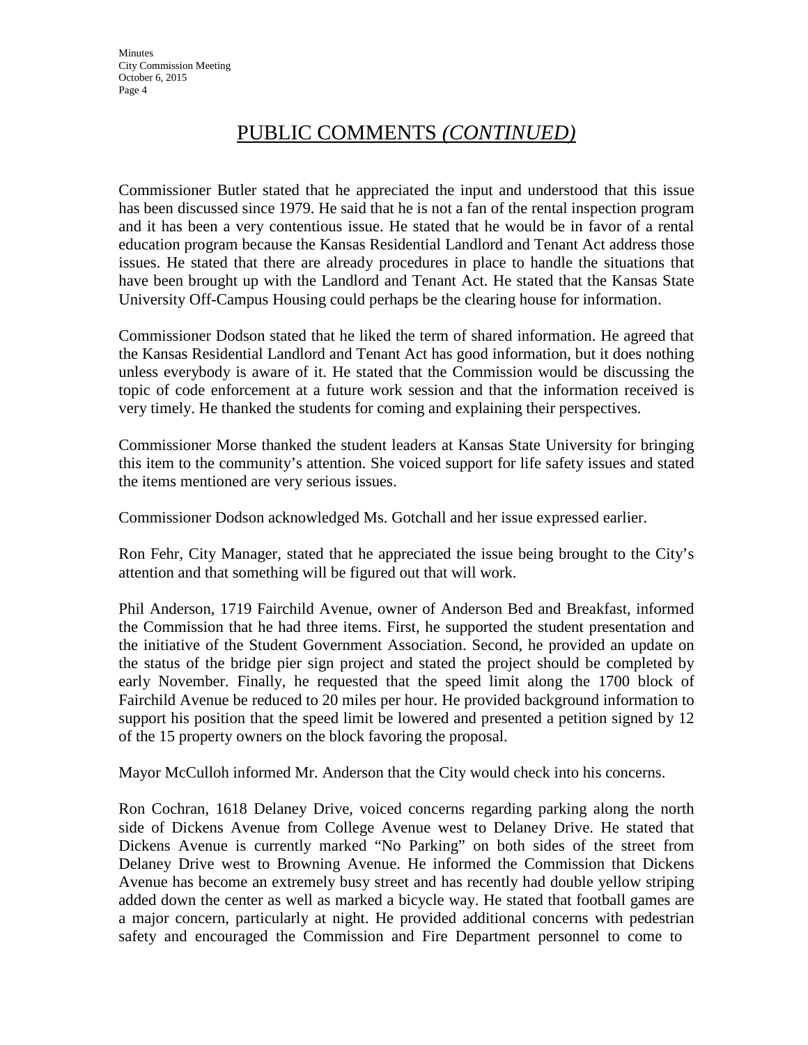## PUBLIC COMMENTS *(CONTINUED)*

Commissioner Butler stated that he appreciated the input and understood that this issue has been discussed since 1979. He said that he is not a fan of the rental inspection program and it has been a very contentious issue. He stated that he would be in favor of a rental education program because the Kansas Residential Landlord and Tenant Act address those issues. He stated that there are already procedures in place to handle the situations that have been brought up with the Landlord and Tenant Act. He stated that the Kansas State University Off-Campus Housing could perhaps be the clearing house for information.

Commissioner Dodson stated that he liked the term of shared information. He agreed that the Kansas Residential Landlord and Tenant Act has good information, but it does nothing unless everybody is aware of it. He stated that the Commission would be discussing the topic of code enforcement at a future work session and that the information received is very timely. He thanked the students for coming and explaining their perspectives.

Commissioner Morse thanked the student leaders at Kansas State University for bringing this item to the community's attention. She voiced support for life safety issues and stated the items mentioned are very serious issues.

Commissioner Dodson acknowledged Ms. Gotchall and her issue expressed earlier.

Ron Fehr, City Manager, stated that he appreciated the issue being brought to the City's attention and that something will be figured out that will work.

Phil Anderson, 1719 Fairchild Avenue, owner of Anderson Bed and Breakfast, informed the Commission that he had three items. First, he supported the student presentation and the initiative of the Student Government Association. Second, he provided an update on the status of the bridge pier sign project and stated the project should be completed by early November. Finally, he requested that the speed limit along the 1700 block of Fairchild Avenue be reduced to 20 miles per hour. He provided background information to support his position that the speed limit be lowered and presented a petition signed by 12 of the 15 property owners on the block favoring the proposal.

Mayor McCulloh informed Mr. Anderson that the City would check into his concerns.

Ron Cochran, 1618 Delaney Drive, voiced concerns regarding parking along the north side of Dickens Avenue from College Avenue west to Delaney Drive. He stated that Dickens Avenue is currently marked "No Parking" on both sides of the street from Delaney Drive west to Browning Avenue. He informed the Commission that Dickens Avenue has become an extremely busy street and has recently had double yellow striping added down the center as well as marked a bicycle way. He stated that football games are a major concern, particularly at night. He provided additional concerns with pedestrian safety and encouraged the Commission and Fire Department personnel to come to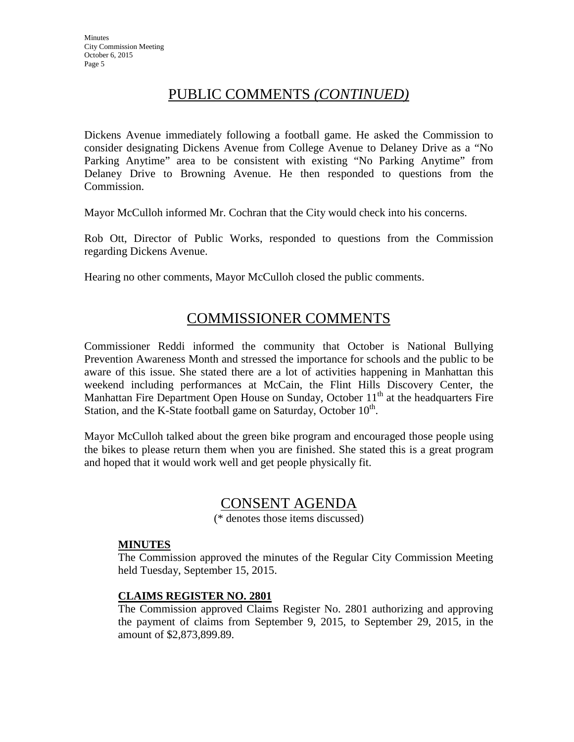## PUBLIC COMMENTS *(CONTINUED)*

Dickens Avenue immediately following a football game. He asked the Commission to consider designating Dickens Avenue from College Avenue to Delaney Drive as a "No Parking Anytime" area to be consistent with existing "No Parking Anytime" from Delaney Drive to Browning Avenue. He then responded to questions from the Commission.

Mayor McCulloh informed Mr. Cochran that the City would check into his concerns.

Rob Ott, Director of Public Works, responded to questions from the Commission regarding Dickens Avenue.

Hearing no other comments, Mayor McCulloh closed the public comments.

## COMMISSIONER COMMENTS

Commissioner Reddi informed the community that October is National Bullying Prevention Awareness Month and stressed the importance for schools and the public to be aware of this issue. She stated there are a lot of activities happening in Manhattan this weekend including performances at McCain, the Flint Hills Discovery Center, the Manhattan Fire Department Open House on Sunday, October 11th at the headquarters Fire Station, and the K-State football game on Saturday, October 10th.

Mayor McCulloh talked about the green bike program and encouraged those people using the bikes to please return them when you are finished. She stated this is a great program and hoped that it would work well and get people physically fit.

## CONSENT AGENDA

(* denotes those items discussed)

**MINUTES**

The Commission approved the minutes of the Regular City Commission Meeting held Tuesday, September 15, 2015.

**CLAIMS REGISTER NO. 2801**

The Commission approved Claims Register No. 2801 authorizing and approving the payment of claims from September 9, 2015, to September 29, 2015, in the amount of $2,873,899.89.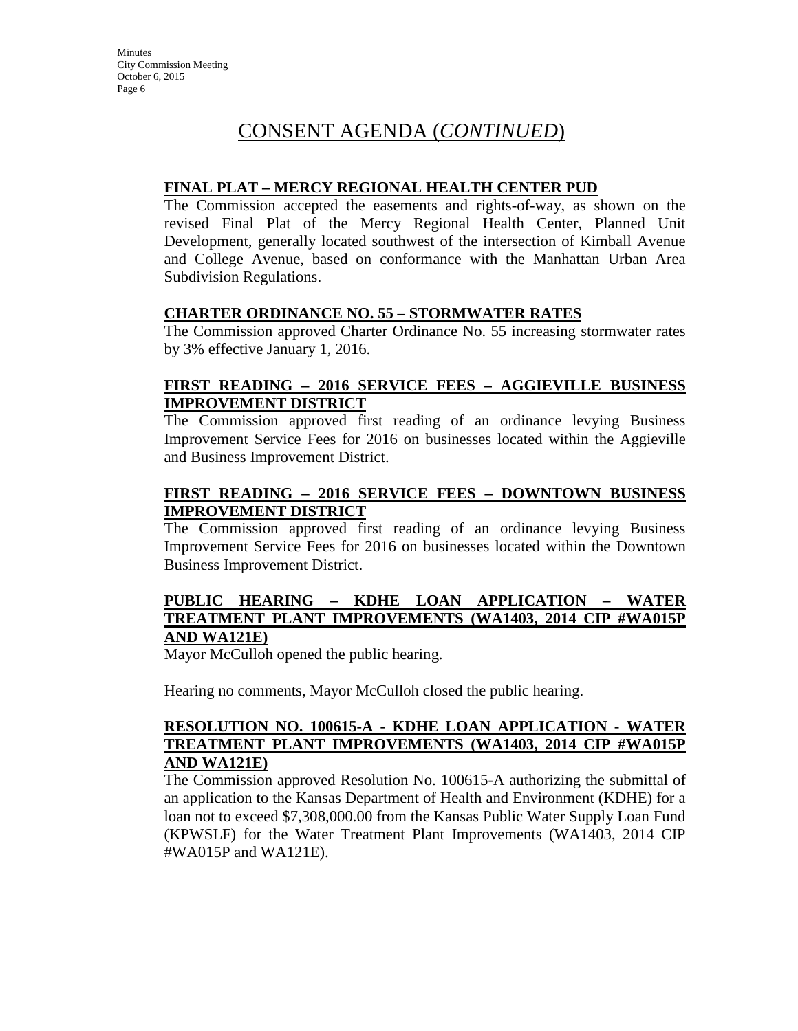# CONSENT AGENDA (*CONTINUED*)

**FINAL PLAT – MERCY REGIONAL HEALTH CENTER PUD**

The Commission accepted the easements and rights-of-way, as shown on the revised Final Plat of the Mercy Regional Health Center, Planned Unit Development, generally located southwest of the intersection of Kimball Avenue and College Avenue, based on conformance with the Manhattan Urban Area Subdivision Regulations.

**CHARTER ORDINANCE NO. 55 – STORMWATER RATES**

The Commission approved Charter Ordinance No. 55 increasing stormwater rates by 3% effective January 1, 2016.

**FIRST READING – 2016 SERVICE FEES – AGGIEVILLE BUSINESS IMPROVEMENT DISTRICT**

The Commission approved first reading of an ordinance levying Business Improvement Service Fees for 2016 on businesses located within the Aggieville and Business Improvement District.

**FIRST READING – 2016 SERVICE FEES – DOWNTOWN BUSINESS IMPROVEMENT DISTRICT**

The Commission approved first reading of an ordinance levying Business Improvement Service Fees for 2016 on businesses located within the Downtown Business Improvement District.

**PUBLIC HEARING – KDHE LOAN APPLICATION – WATER TREATMENT PLANT IMPROVEMENTS (WA1403, 2014 CIP #WA015P AND WA121E)**

Mayor McCulloh opened the public hearing.

Hearing no comments, Mayor McCulloh closed the public hearing.

**RESOLUTION NO. 100615-A - KDHE LOAN APPLICATION - WATER TREATMENT PLANT IMPROVEMENTS (WA1403, 2014 CIP #WA015P AND WA121E)**

The Commission approved Resolution No. 100615-A authorizing the submittal of an application to the Kansas Department of Health and Environment (KDHE) for a loan not to exceed $7,308,000.00 from the Kansas Public Water Supply Loan Fund (KPWSLF) for the Water Treatment Plant Improvements (WA1403, 2014 CIP #WA015P and WA121E).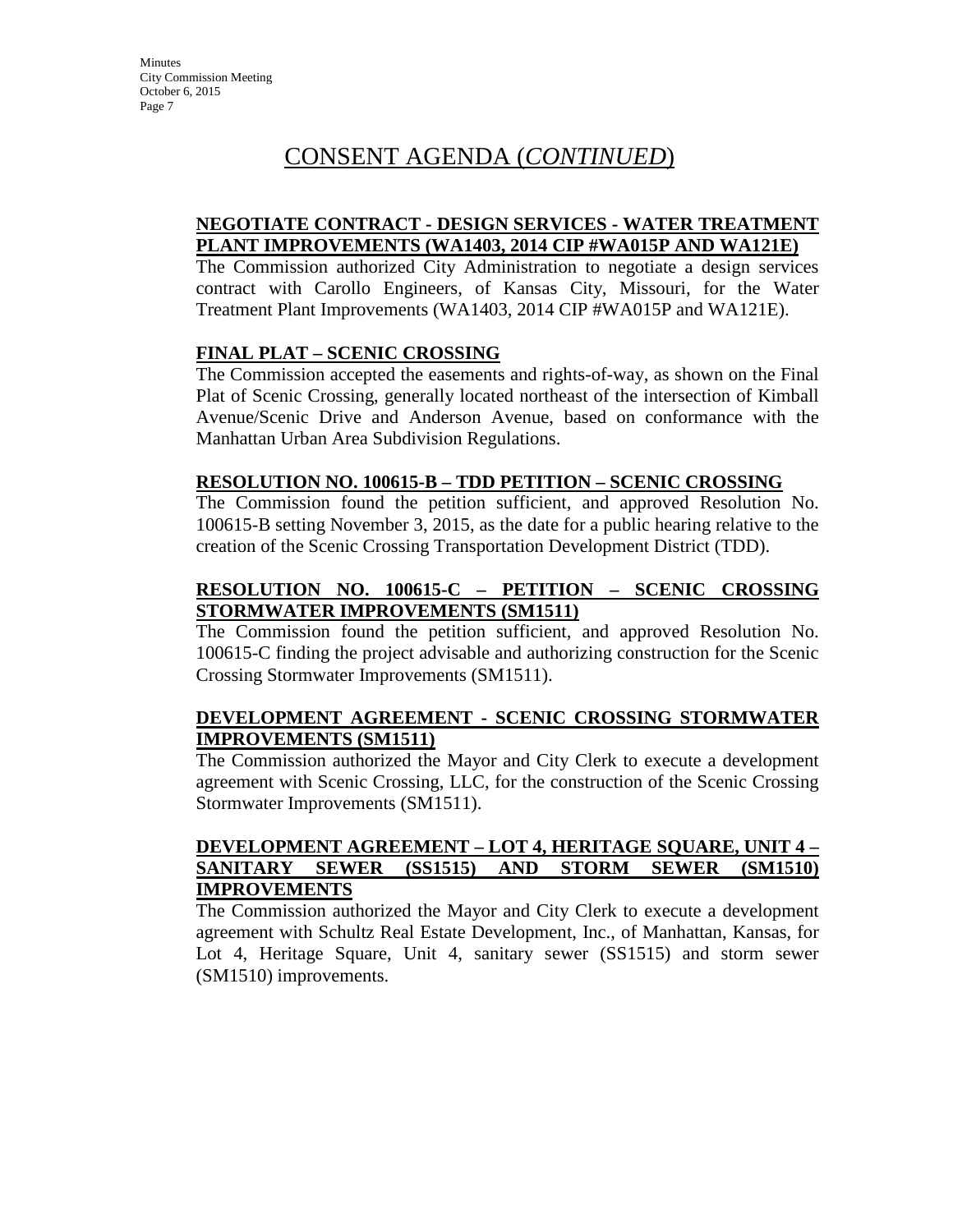# CONSENT AGENDA (*CONTINUED*)

**NEGOTIATE CONTRACT - DESIGN SERVICES - WATER TREATMENT PLANT IMPROVEMENTS (WA1403, 2014 CIP #WA015P AND WA121E)**

The Commission authorized City Administration to negotiate a design services contract with Carollo Engineers, of Kansas City, Missouri, for the Water Treatment Plant Improvements (WA1403, 2014 CIP #WA015P and WA121E).

**FINAL PLAT – SCENIC CROSSING**

The Commission accepted the easements and rights-of-way, as shown on the Final Plat of Scenic Crossing, generally located northeast of the intersection of Kimball Avenue/Scenic Drive and Anderson Avenue, based on conformance with the Manhattan Urban Area Subdivision Regulations.

**RESOLUTION NO. 100615-B – TDD PETITION – SCENIC CROSSING**

The Commission found the petition sufficient, and approved Resolution No. 100615-B setting November 3, 2015, as the date for a public hearing relative to the creation of the Scenic Crossing Transportation Development District (TDD).

**RESOLUTION NO. 100615-C – PETITION – SCENIC CROSSING STORMWATER IMPROVEMENTS (SM1511)**

The Commission found the petition sufficient, and approved Resolution No. 100615-C finding the project advisable and authorizing construction for the Scenic Crossing Stormwater Improvements (SM1511).

**DEVELOPMENT AGREEMENT - SCENIC CROSSING STORMWATER IMPROVEMENTS (SM1511)**

The Commission authorized the Mayor and City Clerk to execute a development agreement with Scenic Crossing, LLC, for the construction of the Scenic Crossing Stormwater Improvements (SM1511).

**DEVELOPMENT AGREEMENT – LOT 4, HERITAGE SQUARE, UNIT 4 – SANITARY SEWER (SS1515) AND STORM SEWER (SM1510) IMPROVEMENTS**

The Commission authorized the Mayor and City Clerk to execute a development agreement with Schultz Real Estate Development, Inc., of Manhattan, Kansas, for Lot 4, Heritage Square, Unit 4, sanitary sewer (SS1515) and storm sewer (SM1510) improvements.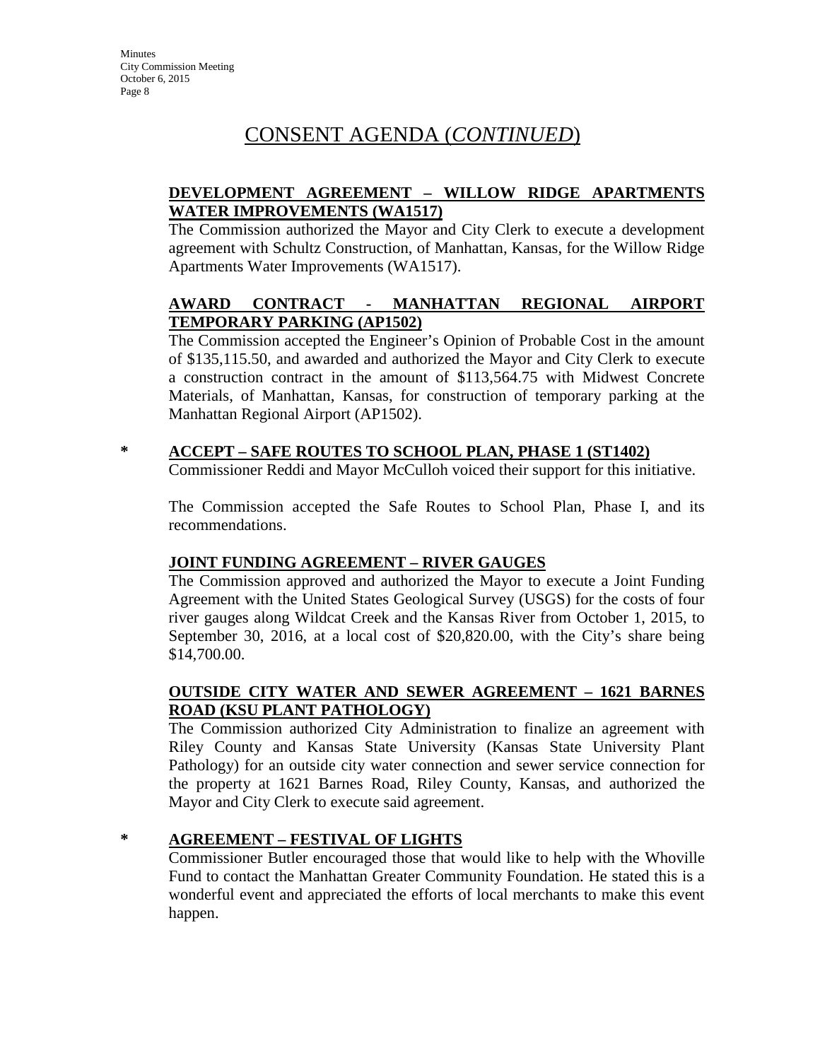# CONSENT AGENDA (*CONTINUED*)

**DEVELOPMENT AGREEMENT – WILLOW RIDGE APARTMENTS WATER IMPROVEMENTS (WA1517)**

The Commission authorized the Mayor and City Clerk to execute a development agreement with Schultz Construction, of Manhattan, Kansas, for the Willow Ridge Apartments Water Improvements (WA1517).

**AWARD CONTRACT - MANHATTAN REGIONAL AIRPORT TEMPORARY PARKING (AP1502)**

The Commission accepted the Engineer's Opinion of Probable Cost in the amount of $135,115.50, and awarded and authorized the Mayor and City Clerk to execute a construction contract in the amount of $113,564.75 with Midwest Concrete Materials, of Manhattan, Kansas, for construction of temporary parking at the Manhattan Regional Airport (AP1502).

\* **ACCEPT – SAFE ROUTES TO SCHOOL PLAN, PHASE 1 (ST1402)**

Commissioner Reddi and Mayor McCulloh voiced their support for this initiative.

The Commission accepted the Safe Routes to School Plan, Phase I, and its recommendations.

**JOINT FUNDING AGREEMENT – RIVER GAUGES**

The Commission approved and authorized the Mayor to execute a Joint Funding Agreement with the United States Geological Survey (USGS) for the costs of four river gauges along Wildcat Creek and the Kansas River from October 1, 2015, to September 30, 2016, at a local cost of $20,820.00, with the City's share being $14,700.00.

**OUTSIDE CITY WATER AND SEWER AGREEMENT – 1621 BARNES ROAD (KSU PLANT PATHOLOGY)**

The Commission authorized City Administration to finalize an agreement with Riley County and Kansas State University (Kansas State University Plant Pathology) for an outside city water connection and sewer service connection for the property at 1621 Barnes Road, Riley County, Kansas, and authorized the Mayor and City Clerk to execute said agreement.

\* **AGREEMENT – FESTIVAL OF LIGHTS**

Commissioner Butler encouraged those that would like to help with the Whoville Fund to contact the Manhattan Greater Community Foundation. He stated this is a wonderful event and appreciated the efforts of local merchants to make this event happen.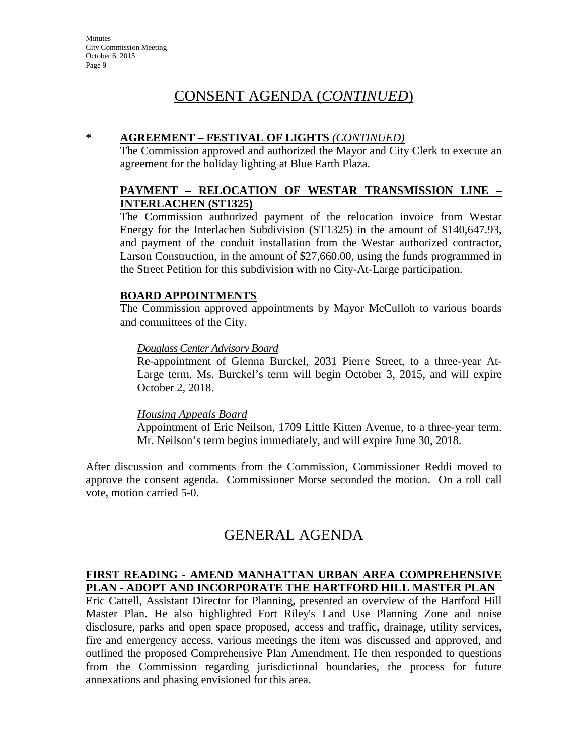# CONSENT AGENDA (*CONTINUED*)

**\* AGREEMENT – FESTIVAL OF LIGHTS** ***(CONTINUED)***

The Commission approved and authorized the Mayor and City Clerk to execute an agreement for the holiday lighting at Blue Earth Plaza.

**PAYMENT – RELOCATION OF WESTAR TRANSMISSION LINE – INTERLACHEN (ST1325)**

The Commission authorized payment of the relocation invoice from Westar Energy for the Interlachen Subdivision (ST1325) in the amount of $140,647.93, and payment of the conduit installation from the Westar authorized contractor, Larson Construction, in the amount of $27,660.00, using the funds programmed in the Street Petition for this subdivision with no City-At-Large participation.

**BOARD APPOINTMENTS**

The Commission approved appointments by Mayor McCulloh to various boards and committees of the City.

*Douglass Center Advisory Board*

Re-appointment of Glenna Burckel, 2031 Pierre Street, to a three-year At-Large term. Ms. Burckel's term will begin October 3, 2015, and will expire October 2, 2018.

*Housing Appeals Board*

Appointment of Eric Neilson, 1709 Little Kitten Avenue, to a three-year term. Mr. Neilson's term begins immediately, and will expire June 30, 2018.

After discussion and comments from the Commission, Commissioner Reddi moved to approve the consent agenda. Commissioner Morse seconded the motion. On a roll call vote, motion carried 5-0.

# GENERAL AGENDA

**FIRST READING - AMEND MANHATTAN URBAN AREA COMPREHENSIVE PLAN - ADOPT AND INCORPORATE THE HARTFORD HILL MASTER PLAN**

Eric Cattell, Assistant Director for Planning, presented an overview of the Hartford Hill Master Plan. He also highlighted Fort Riley's Land Use Planning Zone and noise disclosure, parks and open space proposed, access and traffic, drainage, utility services, fire and emergency access, various meetings the item was discussed and approved, and outlined the proposed Comprehensive Plan Amendment. He then responded to questions from the Commission regarding jurisdictional boundaries, the process for future annexations and phasing envisioned for this area.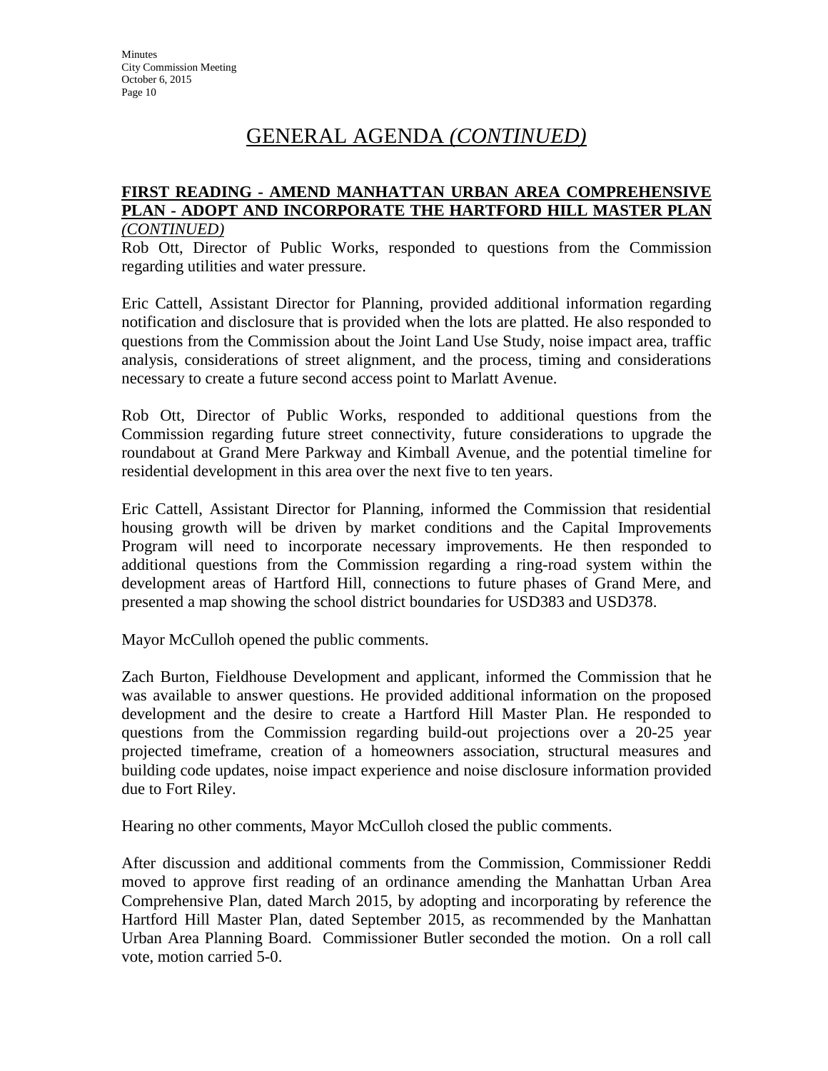# GENERAL AGENDA *(CONTINUED)*

**FIRST READING - AMEND MANHATTAN URBAN AREA COMPREHENSIVE PLAN - ADOPT AND INCORPORATE THE HARTFORD HILL MASTER PLAN** *(CONTINUED)*

Rob Ott, Director of Public Works, responded to questions from the Commission regarding utilities and water pressure.

Eric Cattell, Assistant Director for Planning, provided additional information regarding notification and disclosure that is provided when the lots are platted. He also responded to questions from the Commission about the Joint Land Use Study, noise impact area, traffic analysis, considerations of street alignment, and the process, timing and considerations necessary to create a future second access point to Marlatt Avenue.

Rob Ott, Director of Public Works, responded to additional questions from the Commission regarding future street connectivity, future considerations to upgrade the roundabout at Grand Mere Parkway and Kimball Avenue, and the potential timeline for residential development in this area over the next five to ten years.

Eric Cattell, Assistant Director for Planning, informed the Commission that residential housing growth will be driven by market conditions and the Capital Improvements Program will need to incorporate necessary improvements. He then responded to additional questions from the Commission regarding a ring-road system within the development areas of Hartford Hill, connections to future phases of Grand Mere, and presented a map showing the school district boundaries for USD383 and USD378.

Mayor McCulloh opened the public comments.

Zach Burton, Fieldhouse Development and applicant, informed the Commission that he was available to answer questions. He provided additional information on the proposed development and the desire to create a Hartford Hill Master Plan. He responded to questions from the Commission regarding build-out projections over a 20-25 year projected timeframe, creation of a homeowners association, structural measures and building code updates, noise impact experience and noise disclosure information provided due to Fort Riley.

Hearing no other comments, Mayor McCulloh closed the public comments.

After discussion and additional comments from the Commission, Commissioner Reddi moved to approve first reading of an ordinance amending the Manhattan Urban Area Comprehensive Plan, dated March 2015, by adopting and incorporating by reference the Hartford Hill Master Plan, dated September 2015, as recommended by the Manhattan Urban Area Planning Board. Commissioner Butler seconded the motion. On a roll call vote, motion carried 5-0.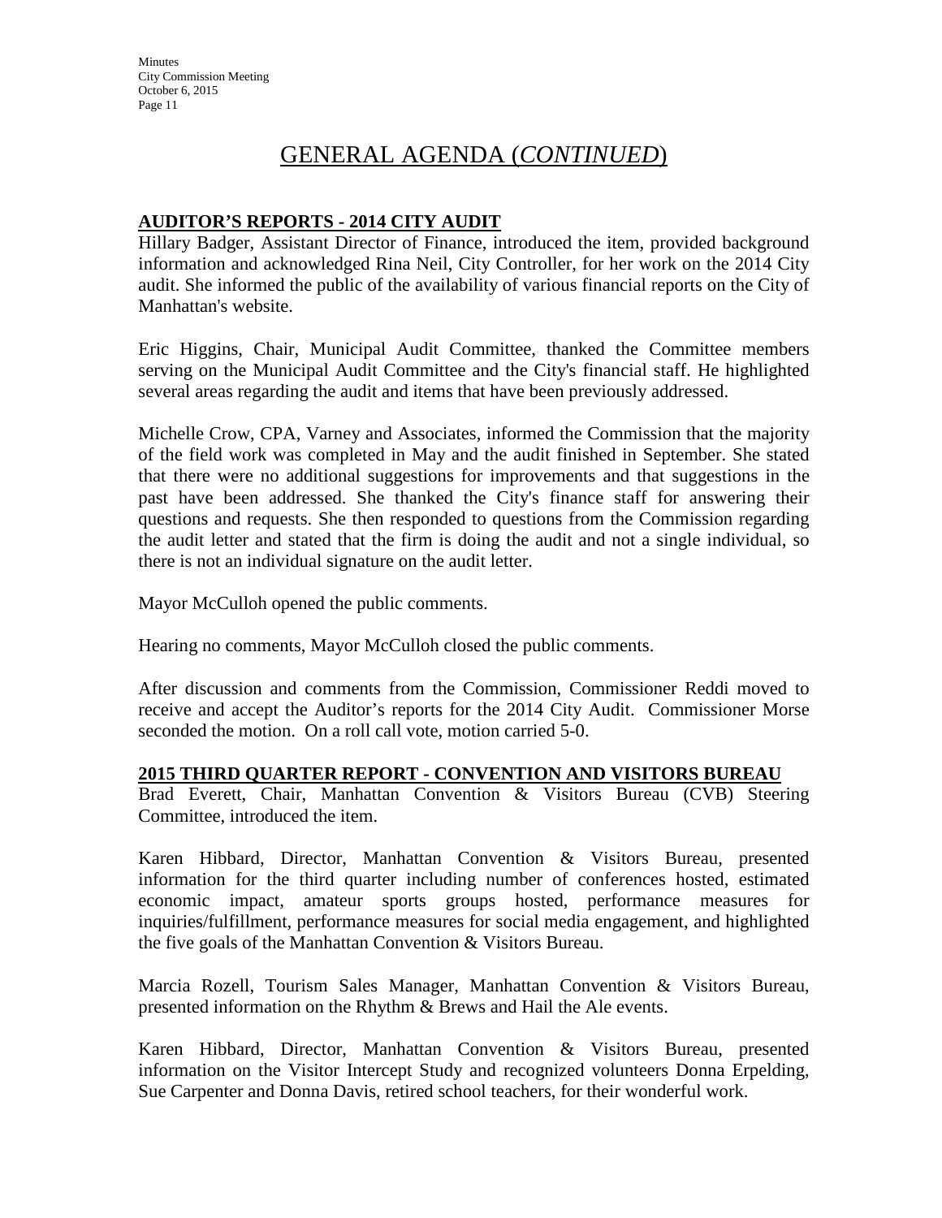# GENERAL AGENDA (*CONTINUED*)

**AUDITOR'S REPORTS - 2014 CITY AUDIT**

Hillary Badger, Assistant Director of Finance, introduced the item, provided background information and acknowledged Rina Neil, City Controller, for her work on the 2014 City audit. She informed the public of the availability of various financial reports on the City of Manhattan's website.

Eric Higgins, Chair, Municipal Audit Committee, thanked the Committee members serving on the Municipal Audit Committee and the City's financial staff. He highlighted several areas regarding the audit and items that have been previously addressed.

Michelle Crow, CPA, Varney and Associates, informed the Commission that the majority of the field work was completed in May and the audit finished in September. She stated that there were no additional suggestions for improvements and that suggestions in the past have been addressed. She thanked the City's finance staff for answering their questions and requests. She then responded to questions from the Commission regarding the audit letter and stated that the firm is doing the audit and not a single individual, so there is not an individual signature on the audit letter.

Mayor McCulloh opened the public comments.

Hearing no comments, Mayor McCulloh closed the public comments.

After discussion and comments from the Commission, Commissioner Reddi moved to receive and accept the Auditor's reports for the 2014 City Audit. Commissioner Morse seconded the motion. On a roll call vote, motion carried 5-0.

**2015 THIRD QUARTER REPORT - CONVENTION AND VISITORS BUREAU**

Brad Everett, Chair, Manhattan Convention & Visitors Bureau (CVB) Steering Committee, introduced the item.

Karen Hibbard, Director, Manhattan Convention & Visitors Bureau, presented information for the third quarter including number of conferences hosted, estimated economic impact, amateur sports groups hosted, performance measures for inquiries/fulfillment, performance measures for social media engagement, and highlighted the five goals of the Manhattan Convention & Visitors Bureau.

Marcia Rozell, Tourism Sales Manager, Manhattan Convention & Visitors Bureau, presented information on the Rhythm & Brews and Hail the Ale events.

Karen Hibbard, Director, Manhattan Convention & Visitors Bureau, presented information on the Visitor Intercept Study and recognized volunteers Donna Erpelding, Sue Carpenter and Donna Davis, retired school teachers, for their wonderful work.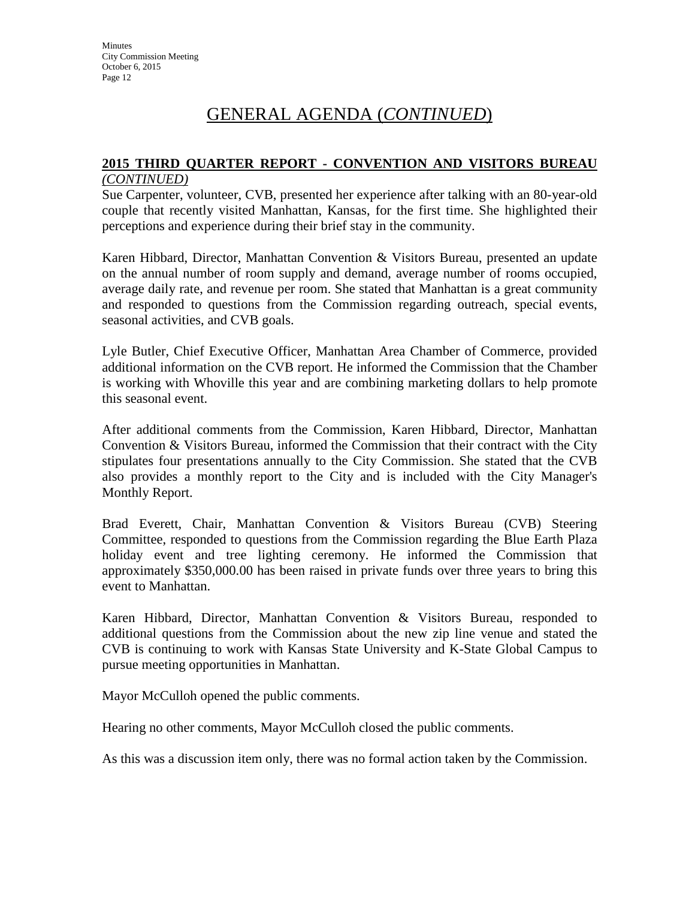# GENERAL AGENDA (*CONTINUED*)

**2015 THIRD QUARTER REPORT - CONVENTION AND VISITORS BUREAU** *(CONTINUED)*

Sue Carpenter, volunteer, CVB, presented her experience after talking with an 80-year-old couple that recently visited Manhattan, Kansas, for the first time. She highlighted their perceptions and experience during their brief stay in the community.

Karen Hibbard, Director, Manhattan Convention & Visitors Bureau, presented an update on the annual number of room supply and demand, average number of rooms occupied, average daily rate, and revenue per room. She stated that Manhattan is a great community and responded to questions from the Commission regarding outreach, special events, seasonal activities, and CVB goals.

Lyle Butler, Chief Executive Officer, Manhattan Area Chamber of Commerce, provided additional information on the CVB report. He informed the Commission that the Chamber is working with Whoville this year and are combining marketing dollars to help promote this seasonal event.

After additional comments from the Commission, Karen Hibbard, Director, Manhattan Convention & Visitors Bureau, informed the Commission that their contract with the City stipulates four presentations annually to the City Commission. She stated that the CVB also provides a monthly report to the City and is included with the City Manager's Monthly Report.

Brad Everett, Chair, Manhattan Convention & Visitors Bureau (CVB) Steering Committee, responded to questions from the Commission regarding the Blue Earth Plaza holiday event and tree lighting ceremony. He informed the Commission that approximately $350,000.00 has been raised in private funds over three years to bring this event to Manhattan.

Karen Hibbard, Director, Manhattan Convention & Visitors Bureau, responded to additional questions from the Commission about the new zip line venue and stated the CVB is continuing to work with Kansas State University and K-State Global Campus to pursue meeting opportunities in Manhattan.

Mayor McCulloh opened the public comments.

Hearing no other comments, Mayor McCulloh closed the public comments.

As this was a discussion item only, there was no formal action taken by the Commission.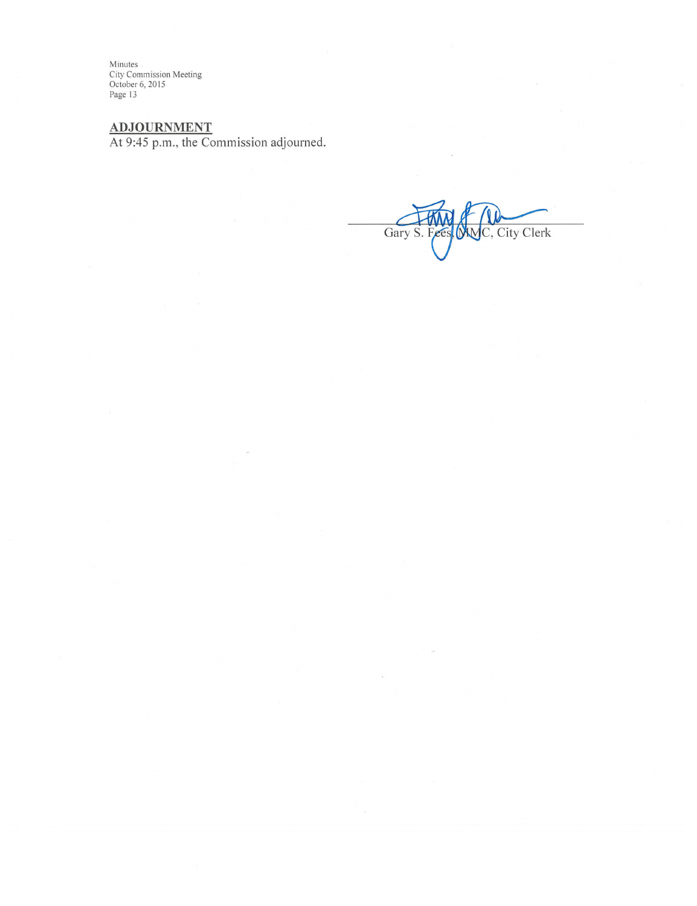## ADJOURNMENT

At 9:45 p.m., the Commission adjourned.

Gary S. Fees, MMC, City Clerk